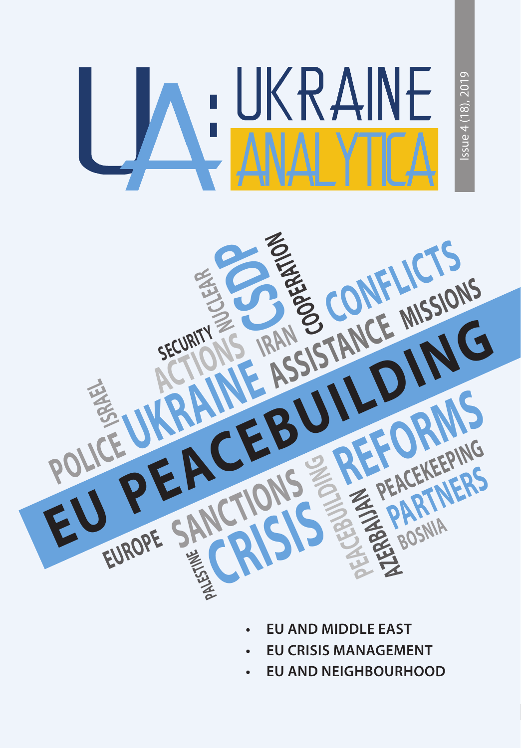# UA: UKRAINE ANALYTICA

Issue 4 (18), 2019

EU PEACEBUILDING

- **EU AND MIDDLE EAST**
- **EU CRISIS MANAGEMENT**
- **EU AND NEIGHBOURHOOD**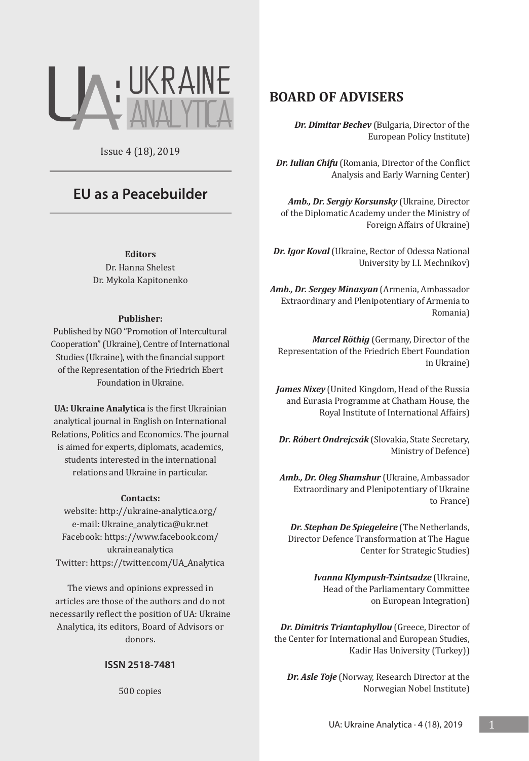UA: UKRAINE ANALYTICA

Issue 4 (18), 2019

## EU as a Peacebuilder

**Editors**

Dr. Hanna Shelest
Dr. Mykola Kapitonenko

**Publisher:**

Published by NGO "Promotion of Intercultural Cooperation" (Ukraine), Centre of International Studies (Ukraine), with the financial support of the Representation of the Friedrich Ebert Foundation in Ukraine.

**UA: Ukraine Analytica** is the first Ukrainian analytical journal in English on International Relations, Politics and Economics. The journal is aimed for experts, diplomats, academics, students interested in the international relations and Ukraine in particular.

**Contacts:**

website: http://ukraine-analytica.org/
e-mail: Ukraine_analytica@ukr.net
Facebook: https://www.facebook.com/ukraineanalytica
Twitter: https://twitter.com/UA_Analytica

The views and opinions expressed in articles are those of the authors and do not necessarily reflect the position of UA: Ukraine Analytica, its editors, Board of Advisors or donors.

**ISSN 2518-7481**

500 copies

## BOARD OF ADVISERS

***Dr. Dimitar Bechev*** (Bulgaria, Director of the European Policy Institute)

***Dr. Iulian Chifu*** (Romania, Director of the Conflict Analysis and Early Warning Center)

***Amb., Dr. Sergiy Korsunsky*** (Ukraine, Director of the Diplomatic Academy under the Ministry of Foreign Affairs of Ukraine)

***Dr. Igor Koval*** (Ukraine, Rector of Odessa National University by I.I. Mechnikov)

***Amb., Dr. Sergey Minasyan*** (Armenia, Ambassador Extraordinary and Plenipotentiary of Armenia to Romania)

***Marcel Röthig*** (Germany, Director of the Representation of the Friedrich Ebert Foundation in Ukraine)

***James Nixey*** (United Kingdom, Head of the Russia and Eurasia Programme at Chatham House, the Royal Institute of International Affairs)

***Dr. Róbert Ondrejcsák*** (Slovakia, State Secretary, Ministry of Defence)

***Amb., Dr. Oleg Shamshur*** (Ukraine, Ambassador Extraordinary and Plenipotentiary of Ukraine to France)

***Dr. Stephan De Spiegeleire*** (The Netherlands, Director Defence Transformation at The Hague Center for Strategic Studies)

***Ivanna Klympush-Tsintsadze*** (Ukraine, Head of the Parliamentary Committee on European Integration)

***Dr. Dimitris Triantaphyllou*** (Greece, Director of the Center for International and European Studies, Kadir Has University (Turkey))

***Dr. Asle Toje*** (Norway, Research Director at the Norwegian Nobel Institute)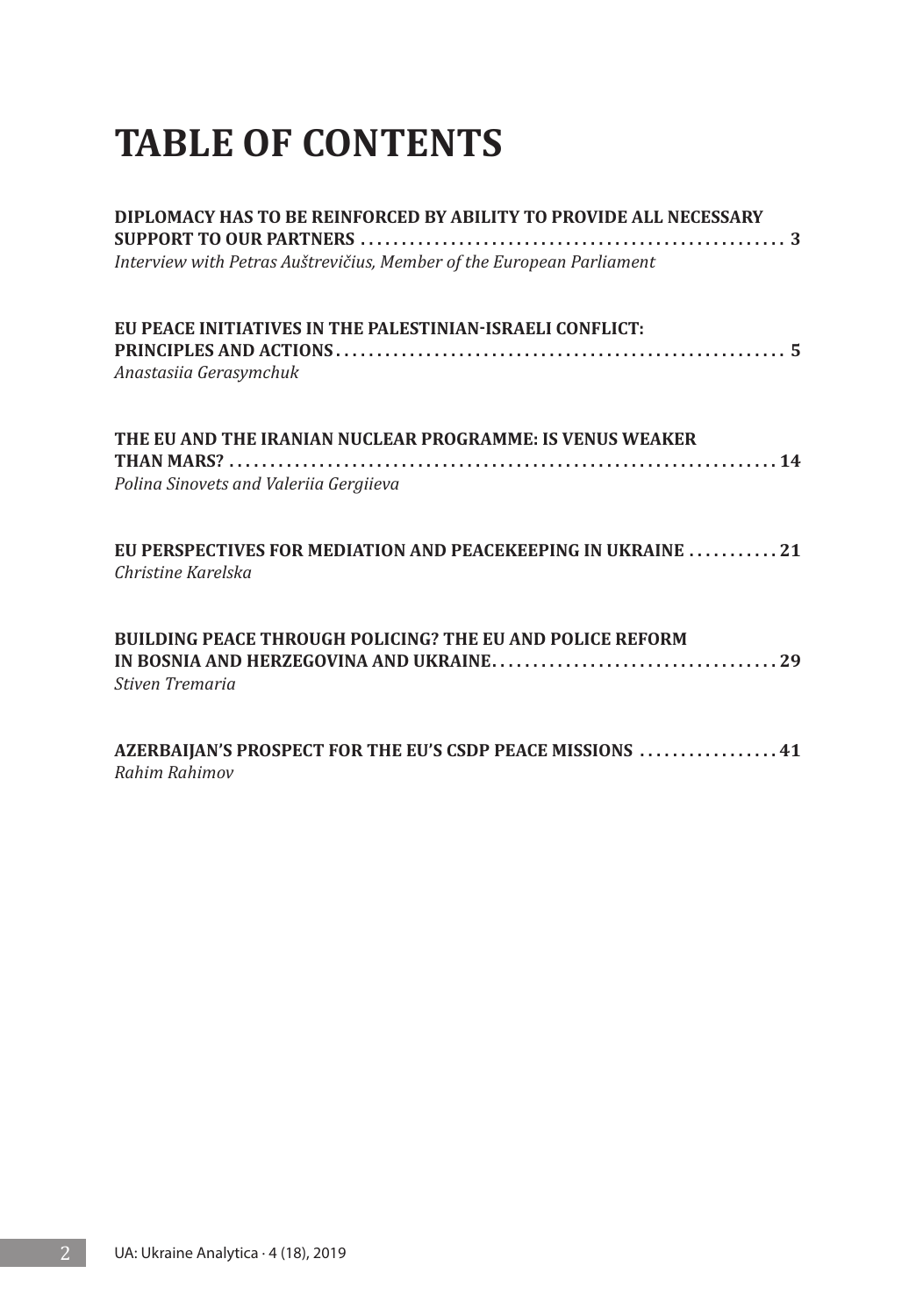# TABLE OF CONTENTS

**DIPLOMACY HAS TO BE REINFORCED BY ABILITY TO PROVIDE ALL NECESSARY SUPPORT TO OUR PARTNERS . . . . . . . . . . 3**
*Interview with Petras Auštrevičius, Member of the European Parliament*

**EU PEACE INITIATIVES IN THE PALESTINIAN-ISRAELI CONFLICT: PRINCIPLES AND ACTIONS . . . . . . . . . . 5**
*Anastasiia Gerasymchuk*

**THE EU AND THE IRANIAN NUCLEAR PROGRAMME: IS VENUS WEAKER THAN MARS? . . . . . . . . . . 14**
*Polina Sinovets and Valeriia Gergiieva*

**EU PERSPECTIVES FOR MEDIATION AND PEACEKEEPING IN UKRAINE . . . . . . . . . . 21**
*Christine Karelska*

**BUILDING PEACE THROUGH POLICING? THE EU AND POLICE REFORM IN BOSNIA AND HERZEGOVINA AND UKRAINE . . . . . . . . . . 29**
*Stiven Tremaria*

**AZERBAIJAN'S PROSPECT FOR THE EU'S CSDP PEACE MISSIONS . . . . . . . . . . 41**
*Rahim Rahimov*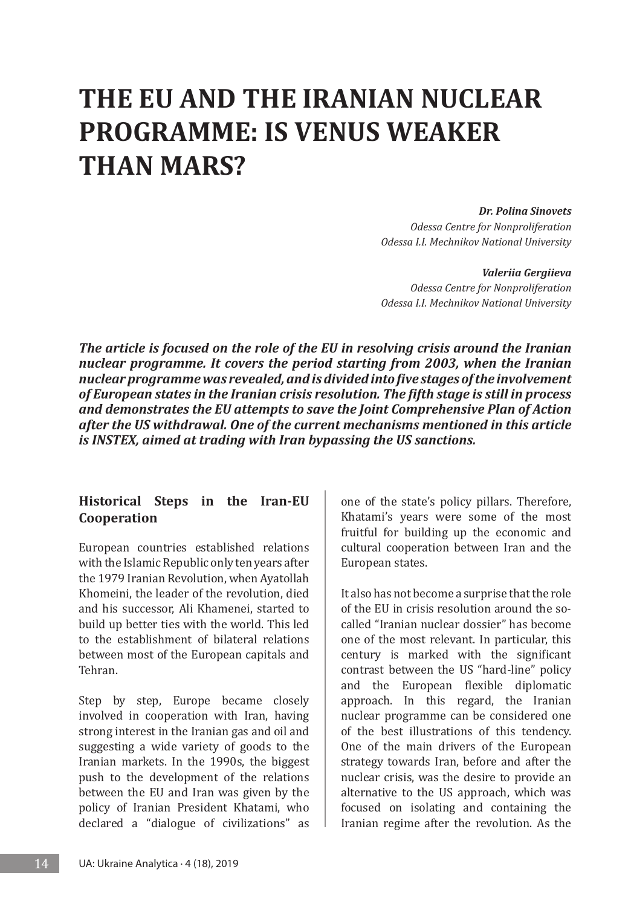# THE EU AND THE IRANIAN NUCLEAR PROGRAMME: IS VENUS WEAKER THAN MARS?

***Dr. Polina Sinovets***
*Odessa Centre for Nonproliferation*
*Odessa I.I. Mechnikov National University*

***Valeriia Gergiieva***
*Odessa Centre for Nonproliferation*
*Odessa I.I. Mechnikov National University*

***The article is focused on the role of the EU in resolving crisis around the Iranian nuclear programme. It covers the period starting from 2003, when the Iranian nuclear programme was revealed, and is divided into five stages of the involvement of European states in the Iranian crisis resolution. The fifth stage is still in process and demonstrates the EU attempts to save the Joint Comprehensive Plan of Action after the US withdrawal. One of the current mechanisms mentioned in this article is INSTEX, aimed at trading with Iran bypassing the US sanctions.***

### Historical Steps in the Iran-EU Cooperation

European countries established relations with the Islamic Republic only ten years after the 1979 Iranian Revolution, when Ayatollah Khomeini, the leader of the revolution, died and his successor, Ali Khamenei, started to build up better ties with the world. This led to the establishment of bilateral relations between most of the European capitals and Tehran.

Step by step, Europe became closely involved in cooperation with Iran, having strong interest in the Iranian gas and oil and suggesting a wide variety of goods to the Iranian markets. In the 1990s, the biggest push to the development of the relations between the EU and Iran was given by the policy of Iranian President Khatami, who declared a "dialogue of civilizations" as one of the state's policy pillars. Therefore, Khatami's years were some of the most fruitful for building up the economic and cultural cooperation between Iran and the European states.

It also has not become a surprise that the role of the EU in crisis resolution around the so-called "Iranian nuclear dossier" has become one of the most relevant. In particular, this century is marked with the significant contrast between the US "hard-line" policy and the European flexible diplomatic approach. In this regard, the Iranian nuclear programme can be considered one of the best illustrations of this tendency. One of the main drivers of the European strategy towards Iran, before and after the nuclear crisis, was the desire to provide an alternative to the US approach, which was focused on isolating and containing the Iranian regime after the revolution. As the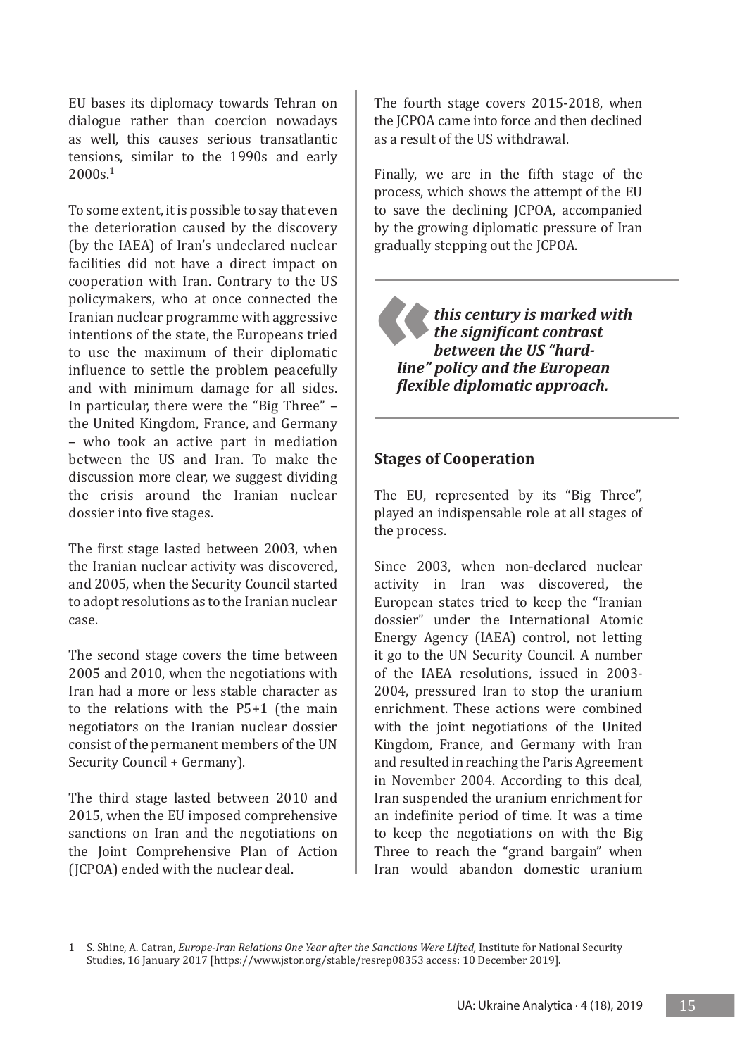EU bases its diplomacy towards Tehran on dialogue rather than coercion nowadays as well, this causes serious transatlantic tensions, similar to the 1990s and early 2000s.[1]

To some extent, it is possible to say that even the deterioration caused by the discovery (by the IAEA) of Iran's undeclared nuclear facilities did not have a direct impact on cooperation with Iran. Contrary to the US policymakers, who at once connected the Iranian nuclear programme with aggressive intentions of the state, the Europeans tried to use the maximum of their diplomatic influence to settle the problem peacefully and with minimum damage for all sides. In particular, there were the "Big Three" – the United Kingdom, France, and Germany – who took an active part in mediation between the US and Iran. To make the discussion more clear, we suggest dividing the crisis around the Iranian nuclear dossier into five stages.

The first stage lasted between 2003, when the Iranian nuclear activity was discovered, and 2005, when the Security Council started to adopt resolutions as to the Iranian nuclear case.

The second stage covers the time between 2005 and 2010, when the negotiations with Iran had a more or less stable character as to the relations with the P5+1 (the main negotiators on the Iranian nuclear dossier consist of the permanent members of the UN Security Council + Germany).

The third stage lasted between 2010 and 2015, when the EU imposed comprehensive sanctions on Iran and the negotiations on the Joint Comprehensive Plan of Action (JCPOA) ended with the nuclear deal.

The fourth stage covers 2015-2018, when the JCPOA came into force and then declined as a result of the US withdrawal.

Finally, we are in the fifth stage of the process, which shows the attempt of the EU to save the declining JCPOA, accompanied by the growing diplomatic pressure of Iran gradually stepping out the JCPOA.

> ***this century is marked with the significant contrast between the US "hard-line" policy and the European flexible diplomatic approach.***

## Stages of Cooperation

The EU, represented by its "Big Three", played an indispensable role at all stages of the process.

Since 2003, when non-declared nuclear activity in Iran was discovered, the European states tried to keep the "Iranian dossier" under the International Atomic Energy Agency (IAEA) control, not letting it go to the UN Security Council. A number of the IAEA resolutions, issued in 2003-2004, pressured Iran to stop the uranium enrichment. These actions were combined with the joint negotiations of the United Kingdom, France, and Germany with Iran and resulted in reaching the Paris Agreement in November 2004. According to this deal, Iran suspended the uranium enrichment for an indefinite period of time. It was a time to keep the negotiations on with the Big Three to reach the "grand bargain" when Iran would abandon domestic uranium

---

1 S. Shine, A. Catran, *Europe-Iran Relations One Year after the Sanctions Were Lifted,* Institute for National Security Studies, 16 January 2017 [https://www.jstor.org/stable/resrep08353 access: 10 December 2019].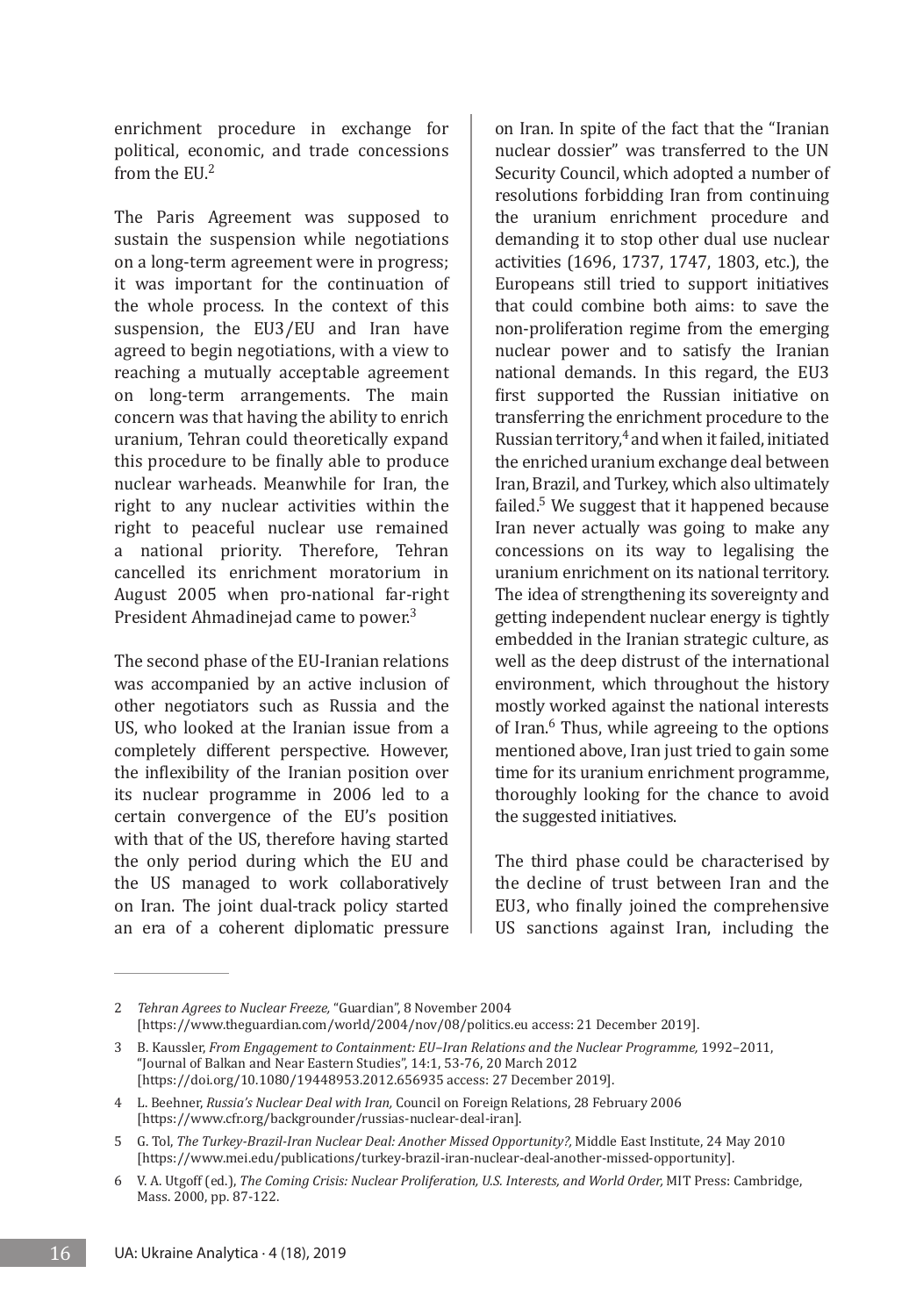enrichment procedure in exchange for political, economic, and trade concessions from the EU.[2]

The Paris Agreement was supposed to sustain the suspension while negotiations on a long-term agreement were in progress; it was important for the continuation of the whole process. In the context of this suspension, the EU3/EU and Iran have agreed to begin negotiations, with a view to reaching a mutually acceptable agreement on long-term arrangements. The main concern was that having the ability to enrich uranium, Tehran could theoretically expand this procedure to be finally able to produce nuclear warheads. Meanwhile for Iran, the right to any nuclear activities within the right to peaceful nuclear use remained a national priority. Therefore, Tehran cancelled its enrichment moratorium in August 2005 when pro-national far-right President Ahmadinejad came to power.[3]

The second phase of the EU-Iranian relations was accompanied by an active inclusion of other negotiators such as Russia and the US, who looked at the Iranian issue from a completely different perspective. However, the inflexibility of the Iranian position over its nuclear programme in 2006 led to a certain convergence of the EU's position with that of the US, therefore having started the only period during which the EU and the US managed to work collaboratively on Iran. The joint dual-track policy started an era of a coherent diplomatic pressure on Iran. In spite of the fact that the "Iranian nuclear dossier" was transferred to the UN Security Council, which adopted a number of resolutions forbidding Iran from continuing the uranium enrichment procedure and demanding it to stop other dual use nuclear activities (1696, 1737, 1747, 1803, etc.), the Europeans still tried to support initiatives that could combine both aims: to save the non-proliferation regime from the emerging nuclear power and to satisfy the Iranian national demands. In this regard, the EU3 first supported the Russian initiative on transferring the enrichment procedure to the Russian territory,[4] and when it failed, initiated the enriched uranium exchange deal between Iran, Brazil, and Turkey, which also ultimately failed.[5] We suggest that it happened because Iran never actually was going to make any concessions on its way to legalising the uranium enrichment on its national territory. The idea of strengthening its sovereignty and getting independent nuclear energy is tightly embedded in the Iranian strategic culture, as well as the deep distrust of the international environment, which throughout the history mostly worked against the national interests of Iran.[6] Thus, while agreeing to the options mentioned above, Iran just tried to gain some time for its uranium enrichment programme, thoroughly looking for the chance to avoid the suggested initiatives.

The third phase could be characterised by the decline of trust between Iran and the EU3, who finally joined the comprehensive US sanctions against Iran, including the

---

2 *Tehran Agrees to Nuclear Freeze,* "Guardian", 8 November 2004 [https://www.theguardian.com/world/2004/nov/08/politics.eu access: 21 December 2019].

3 B. Kaussler, *From Engagement to Containment: EU–Iran Relations and the Nuclear Programme,* 1992–2011, "Journal of Balkan and Near Eastern Studies", 14:1, 53-76, 20 March 2012 [https://doi.org/10.1080/19448953.2012.656935 access: 27 December 2019].

4 L. Beehner, *Russia's Nuclear Deal with Iran,* Council on Foreign Relations, 28 February 2006 [https://www.cfr.org/backgrounder/russias-nuclear-deal-iran].

5 G. Tol, *The Turkey-Brazil-Iran Nuclear Deal: Another Missed Opportunity?,* Middle East Institute, 24 May 2010 [https://www.mei.edu/publications/turkey-brazil-iran-nuclear-deal-another-missed-opportunity].

6 V. A. Utgoff (ed.), *The Coming Crisis: Nuclear Proliferation, U.S. Interests, and World Order,* MIT Press: Cambridge, Mass. 2000, pp. 87-122.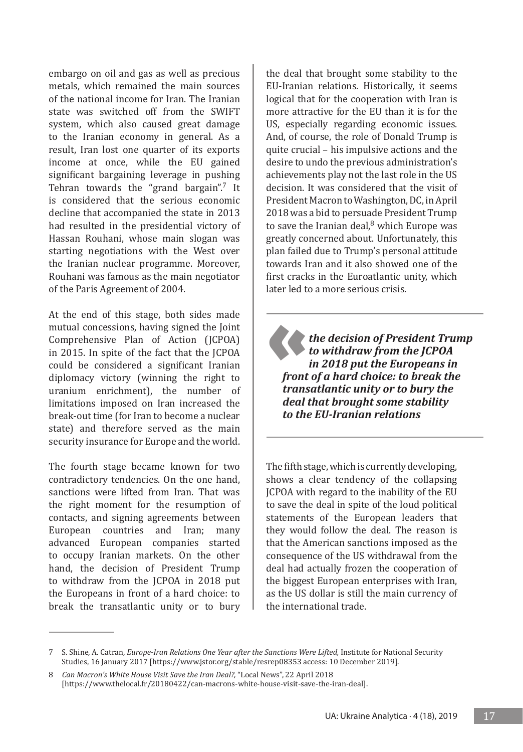embargo on oil and gas as well as precious metals, which remained the main sources of the national income for Iran. The Iranian state was switched off from the SWIFT system, which also caused great damage to the Iranian economy in general. As a result, Iran lost one quarter of its exports income at once, while the EU gained significant bargaining leverage in pushing Tehran towards the "grand bargain".[7] It is considered that the serious economic decline that accompanied the state in 2013 had resulted in the presidential victory of Hassan Rouhani, whose main slogan was starting negotiations with the West over the Iranian nuclear programme. Moreover, Rouhani was famous as the main negotiator of the Paris Agreement of 2004.

At the end of this stage, both sides made mutual concessions, having signed the Joint Comprehensive Plan of Action (JCPOA) in 2015. In spite of the fact that the JCPOA could be considered a significant Iranian diplomacy victory (winning the right to uranium enrichment), the number of limitations imposed on Iran increased the break-out time (for Iran to become a nuclear state) and therefore served as the main security insurance for Europe and the world.

The fourth stage became known for two contradictory tendencies. On the one hand, sanctions were lifted from Iran. That was the right moment for the resumption of contacts, and signing agreements between European countries and Iran; many advanced European companies started to occupy Iranian markets. On the other hand, the decision of President Trump to withdraw from the JCPOA in 2018 put the Europeans in front of a hard choice: to break the transatlantic unity or to bury the deal that brought some stability to the EU-Iranian relations. Historically, it seems logical that for the cooperation with Iran is more attractive for the EU than it is for the US, especially regarding economic issues. And, of course, the role of Donald Trump is quite crucial – his impulsive actions and the desire to undo the previous administration's achievements play not the last role in the US decision. It was considered that the visit of President Macron to Washington, DC, in April 2018 was a bid to persuade President Trump to save the Iranian deal,[8] which Europe was greatly concerned about. Unfortunately, this plan failed due to Trump's personal attitude towards Iran and it also showed one of the first cracks in the Euroatlantic unity, which later led to a more serious crisis.

> ***the decision of President Trump to withdraw from the JCPOA in 2018 put the Europeans in front of a hard choice: to break the transatlantic unity or to bury the deal that brought some stability to the EU-Iranian relations***

The fifth stage, which is currently developing, shows a clear tendency of the collapsing JCPOA with regard to the inability of the EU to save the deal in spite of the loud political statements of the European leaders that they would follow the deal. The reason is that the American sanctions imposed as the consequence of the US withdrawal from the deal had actually frozen the cooperation of the biggest European enterprises with Iran, as the US dollar is still the main currency of the international trade.

---

7 S. Shine, A. Catran, *Europe-Iran Relations One Year after the Sanctions Were Lifted*, Institute for National Security Studies, 16 January 2017 [https://www.jstor.org/stable/resrep08353 access: 10 December 2019].

8 *Can Macron's White House Visit Save the Iran Deal?*, "Local News", 22 April 2018 [https://www.thelocal.fr/20180422/can-macrons-white-house-visit-save-the-iran-deal].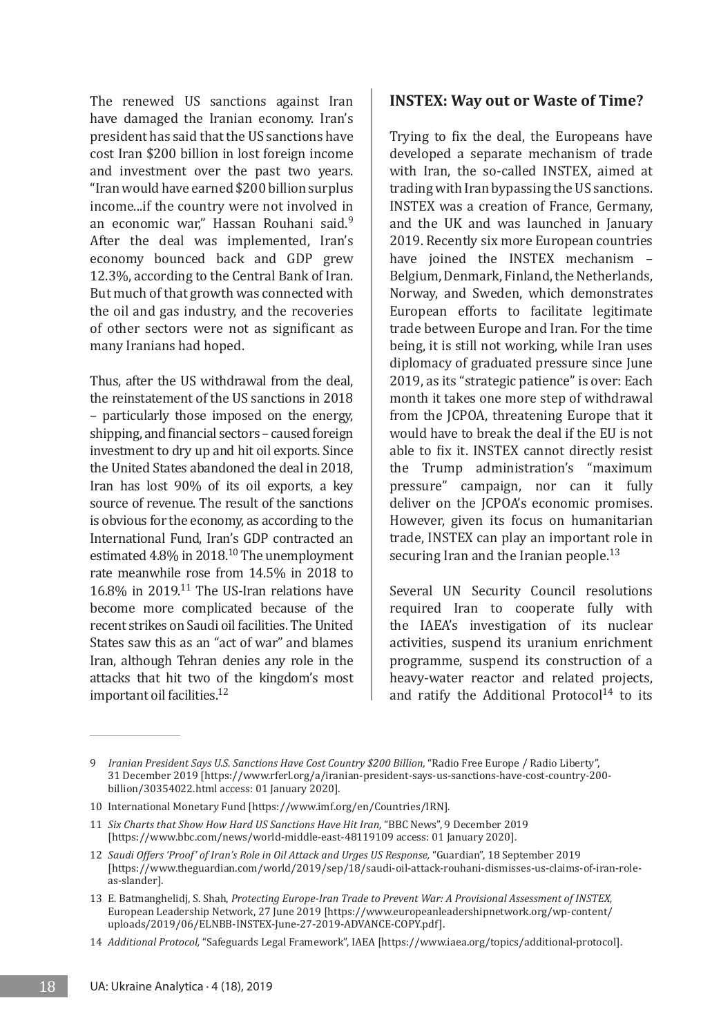The renewed US sanctions against Iran have damaged the Iranian economy. Iran's president has said that the US sanctions have cost Iran $200 billion in lost foreign income and investment over the past two years. "Iran would have earned $200 billion surplus income...if the country were not involved in an economic war," Hassan Rouhani said.[9] After the deal was implemented, Iran's economy bounced back and GDP grew 12.3%, according to the Central Bank of Iran. But much of that growth was connected with the oil and gas industry, and the recoveries of other sectors were not as significant as many Iranians had hoped.

Thus, after the US withdrawal from the deal, the reinstatement of the US sanctions in 2018 – particularly those imposed on the energy, shipping, and financial sectors – caused foreign investment to dry up and hit oil exports. Since the United States abandoned the deal in 2018, Iran has lost 90% of its oil exports, a key source of revenue. The result of the sanctions is obvious for the economy, as according to the International Fund, Iran's GDP contracted an estimated 4.8% in 2018.[10] The unemployment rate meanwhile rose from 14.5% in 2018 to 16.8% in 2019.[11] The US-Iran relations have become more complicated because of the recent strikes on Saudi oil facilities. The United States saw this as an "act of war" and blames Iran, although Tehran denies any role in the attacks that hit two of the kingdom's most important oil facilities.[12]

## INSTEX: Way out or Waste of Time?

Trying to fix the deal, the Europeans have developed a separate mechanism of trade with Iran, the so-called INSTEX, aimed at trading with Iran bypassing the US sanctions. INSTEX was a creation of France, Germany, and the UK and was launched in January 2019. Recently six more European countries have joined the INSTEX mechanism – Belgium, Denmark, Finland, the Netherlands, Norway, and Sweden, which demonstrates European efforts to facilitate legitimate trade between Europe and Iran. For the time being, it is still not working, while Iran uses diplomacy of graduated pressure since June 2019, as its "strategic patience" is over: Each month it takes one more step of withdrawal from the JCPOA, threatening Europe that it would have to break the deal if the EU is not able to fix it. INSTEX cannot directly resist the Trump administration's "maximum pressure" campaign, nor can it fully deliver on the JCPOA's economic promises. However, given its focus on humanitarian trade, INSTEX can play an important role in securing Iran and the Iranian people.[13]

Several UN Security Council resolutions required Iran to cooperate fully with the IAEA's investigation of its nuclear activities, suspend its uranium enrichment programme, suspend its construction of a heavy-water reactor and related projects, and ratify the Additional Protocol[14] to its

---

9 *Iranian President Says U.S. Sanctions Have Cost Country $200 Billion,* "Radio Free Europe / Radio Liberty", 31 December 2019 [https://www.rferl.org/a/iranian-president-says-us-sanctions-have-cost-country-200-billion/30354022.html access: 01 January 2020].

10 International Monetary Fund [https://www.imf.org/en/Countries/IRN].

11 *Six Charts that Show How Hard US Sanctions Have Hit Iran,* "BBC News", 9 December 2019 [https://www.bbc.com/news/world-middle-east-48119109 access: 01 January 2020].

12 *Saudi Offers 'Proof' of Iran's Role in Oil Attack and Urges US Response,* "Guardian", 18 September 2019 [https://www.theguardian.com/world/2019/sep/18/saudi-oil-attack-rouhani-dismisses-us-claims-of-iran-role-as-slander].

13 E. Batmanghelidj, S. Shah, *Protecting Europe-Iran Trade to Prevent War: A Provisional Assessment of INSTEX,* European Leadership Network, 27 June 2019 [https://www.europeanleadershipnetwork.org/wp-content/uploads/2019/06/ELNBB-INSTEX-June-27-2019-ADVANCE-COPY.pdf].

14 *Additional Protocol,* "Safeguards Legal Framework", IAEA [https://www.iaea.org/topics/additional-protocol].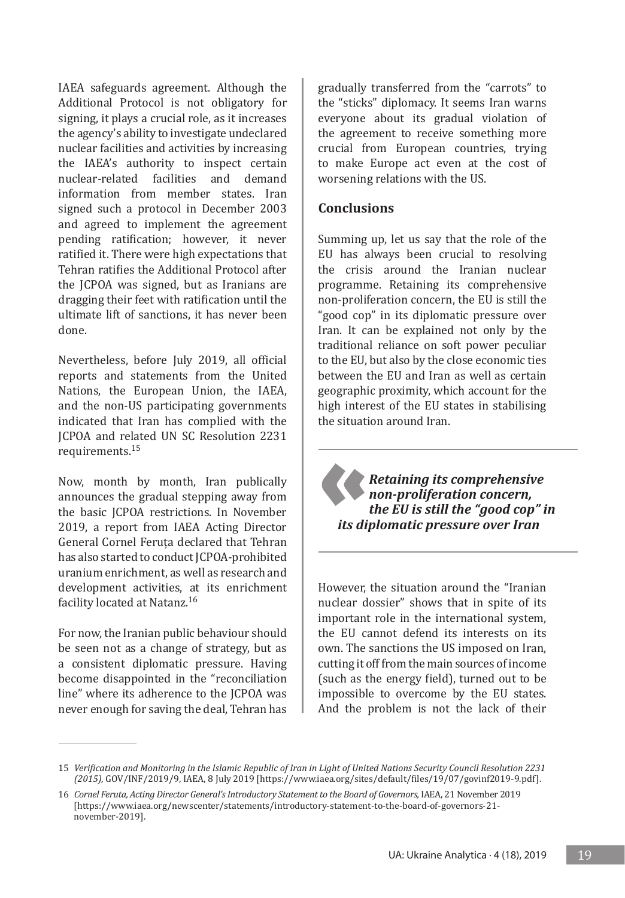IAEA safeguards agreement. Although the Additional Protocol is not obligatory for signing, it plays a crucial role, as it increases the agency's ability to investigate undeclared nuclear facilities and activities by increasing the IAEA's authority to inspect certain nuclear-related facilities and demand information from member states. Iran signed such a protocol in December 2003 and agreed to implement the agreement pending ratification; however, it never ratified it. There were high expectations that Tehran ratifies the Additional Protocol after the JCPOA was signed, but as Iranians are dragging their feet with ratification until the ultimate lift of sanctions, it has never been done.

Nevertheless, before July 2019, all official reports and statements from the United Nations, the European Union, the IAEA, and the non-US participating governments indicated that Iran has complied with the JCPOA and related UN SC Resolution 2231 requirements.[15]

Now, month by month, Iran publically announces the gradual stepping away from the basic JCPOA restrictions. In November 2019, a report from IAEA Acting Director General Cornel Feruța declared that Tehran has also started to conduct JCPOA-prohibited uranium enrichment, as well as research and development activities, at its enrichment facility located at Natanz.[16]

For now, the Iranian public behaviour should be seen not as a change of strategy, but as a consistent diplomatic pressure. Having become disappointed in the "reconciliation line" where its adherence to the JCPOA was never enough for saving the deal, Tehran has gradually transferred from the "carrots" to the "sticks" diplomacy. It seems Iran warns everyone about its gradual violation of the agreement to receive something more crucial from European countries, trying to make Europe act even at the cost of worsening relations with the US.

## Conclusions

Summing up, let us say that the role of the EU has always been crucial to resolving the crisis around the Iranian nuclear programme. Retaining its comprehensive non-proliferation concern, the EU is still the "good cop" in its diplomatic pressure over Iran. It can be explained not only by the traditional reliance on soft power peculiar to the EU, but also by the close economic ties between the EU and Iran as well as certain geographic proximity, which account for the high interest of the EU states in stabilising the situation around Iran.

> ***Retaining its comprehensive non-proliferation concern, the EU is still the "good cop" in its diplomatic pressure over Iran***

However, the situation around the "Iranian nuclear dossier" shows that in spite of its important role in the international system, the EU cannot defend its interests on its own. The sanctions the US imposed on Iran, cutting it off from the main sources of income (such as the energy field), turned out to be impossible to overcome by the EU states. And the problem is not the lack of their

---

15 *Verification and Monitoring in the Islamic Republic of Iran in Light of United Nations Security Council Resolution 2231 (2015),* GOV/INF/2019/9, IAEA, 8 July 2019 [https://www.iaea.org/sites/default/files/19/07/govinf2019-9.pdf].

16 *Cornel Feruta, Acting Director General's Introductory Statement to the Board of Governors,* IAEA, 21 November 2019 [https://www.iaea.org/newscenter/statements/introductory-statement-to-the-board-of-governors-21-november-2019].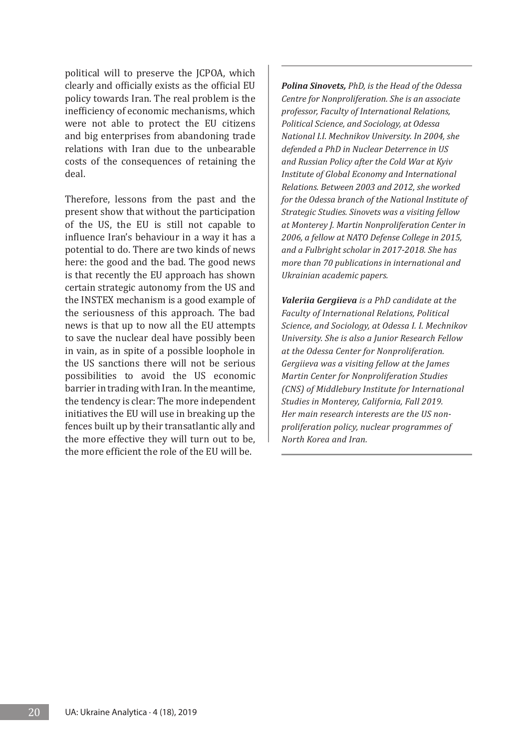political will to preserve the JCPOA, which clearly and officially exists as the official EU policy towards Iran. The real problem is the inefficiency of economic mechanisms, which were not able to protect the EU citizens and big enterprises from abandoning trade relations with Iran due to the unbearable costs of the consequences of retaining the deal.

Therefore, lessons from the past and the present show that without the participation of the US, the EU is still not capable to influence Iran's behaviour in a way it has a potential to do. There are two kinds of news here: the good and the bad. The good news is that recently the EU approach has shown certain strategic autonomy from the US and the INSTEX mechanism is a good example of the seriousness of this approach. The bad news is that up to now all the EU attempts to save the nuclear deal have possibly been in vain, as in spite of a possible loophole in the US sanctions there will not be serious possibilities to avoid the US economic barrier in trading with Iran. In the meantime, the tendency is clear: The more independent initiatives the EU will use in breaking up the fences built up by their transatlantic ally and the more effective they will turn out to be, the more efficient the role of the EU will be.

***Polina Sinovets,*** *PhD, is the Head of the Odessa Centre for Nonproliferation. She is an associate professor, Faculty of International Relations, Political Science, and Sociology, at Odessa National I.I. Mechnikov University. In 2004, she defended a PhD in Nuclear Deterrence in US and Russian Policy after the Cold War at Kyiv Institute of Global Economy and International Relations. Between 2003 and 2012, she worked for the Odessa branch of the National Institute of Strategic Studies. Sinovets was a visiting fellow at Monterey J. Martin Nonproliferation Center in 2006, a fellow at NATO Defense College in 2015, and a Fulbright scholar in 2017-2018. She has more than 70 publications in international and Ukrainian academic papers.*

***Valeriia Gergiieva*** *is a PhD candidate at the Faculty of International Relations, Political Science, and Sociology, at Odessa I. I. Mechnikov University. She is also a Junior Research Fellow at the Odessa Center for Nonproliferation. Gergiieva was a visiting fellow at the James Martin Center for Nonproliferation Studies (CNS) of Middlebury Institute for International Studies in Monterey, California, Fall 2019. Her main research interests are the US non-proliferation policy, nuclear programmes of North Korea and Iran.*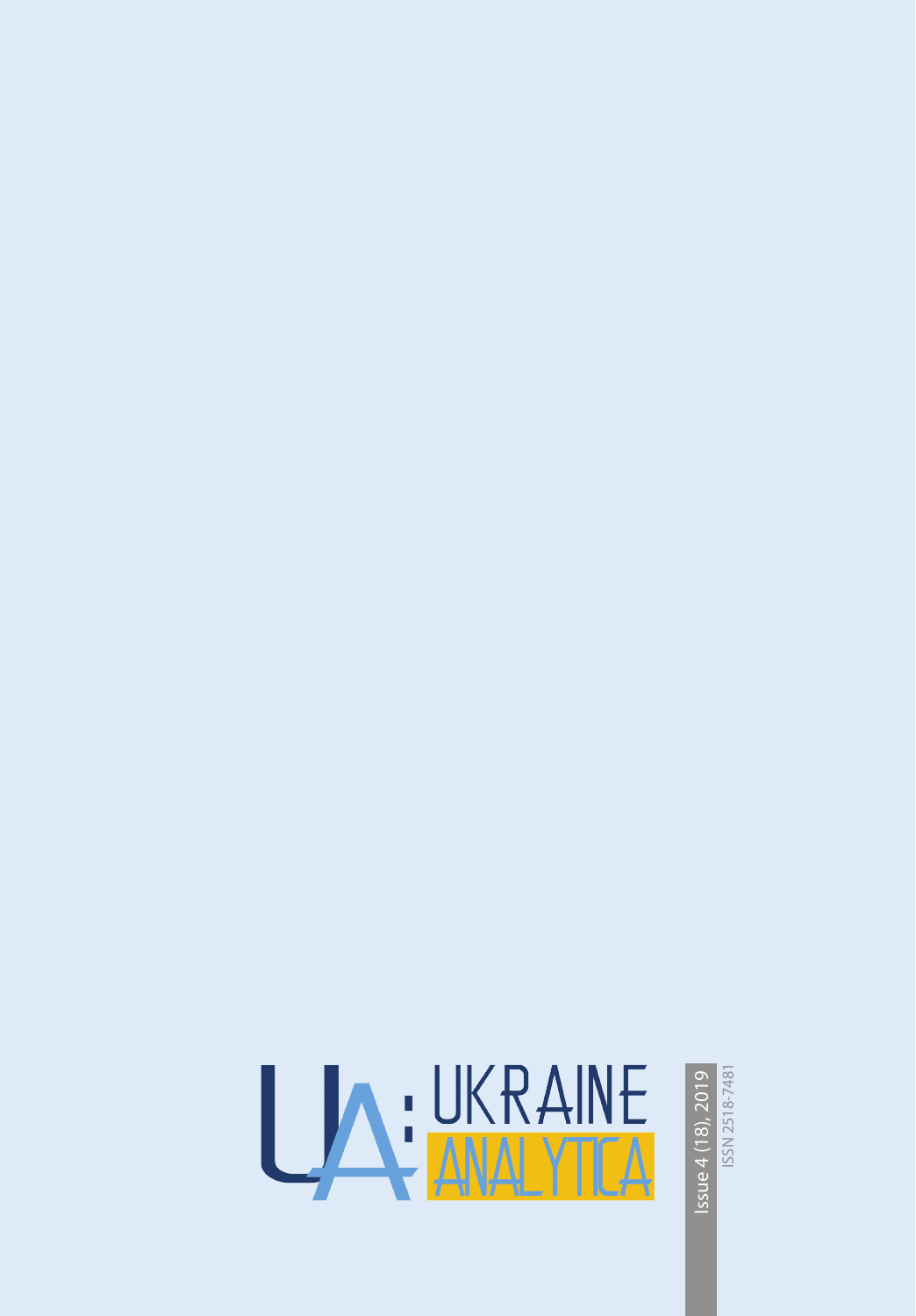UA: UKRAINE ANALYTICA

Issue 4 (18), 2019

ISSN 2518-7481